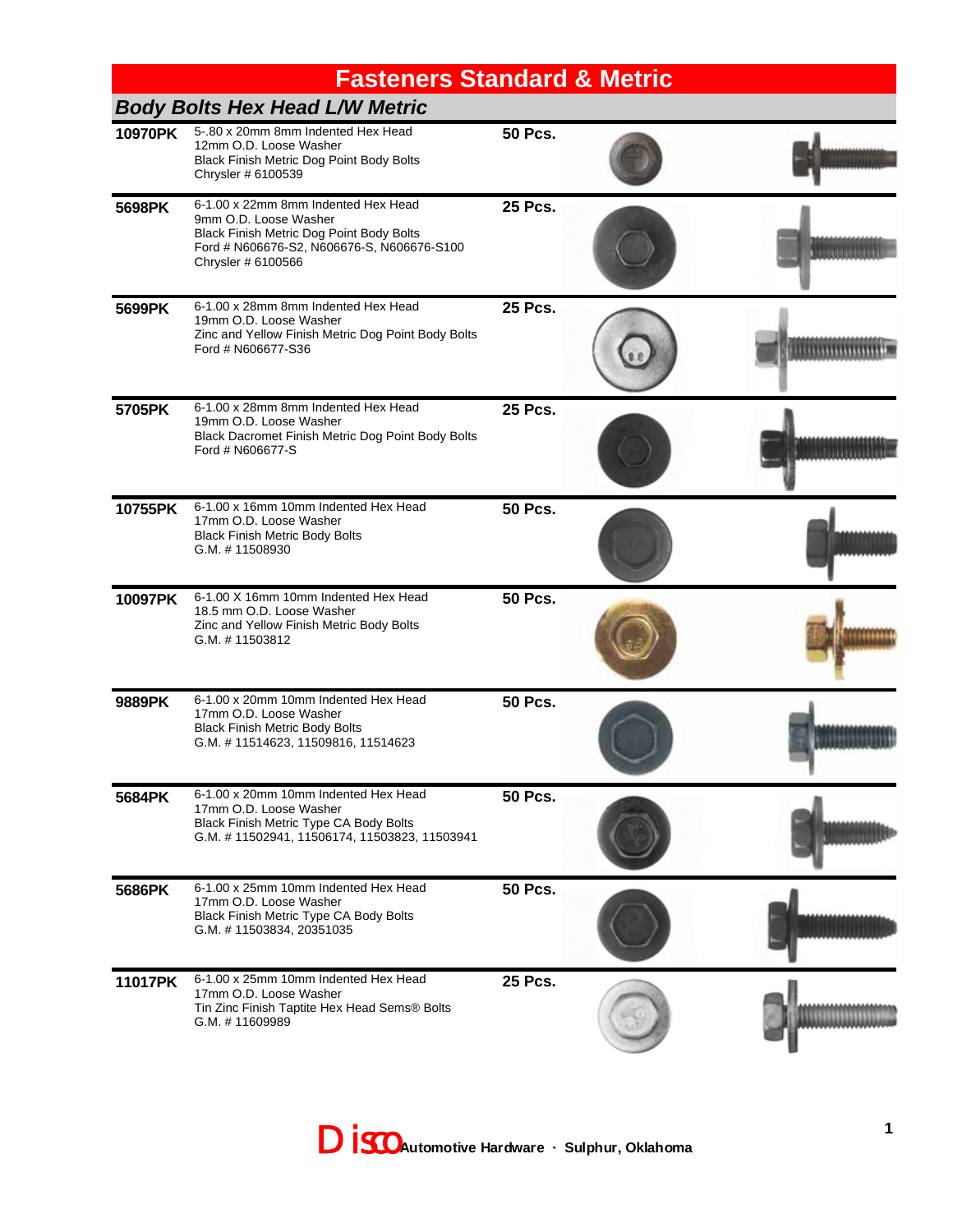# Fasteners Standard & Metric

## *Body Bolts Hex Head L/W Metric*

| Part # | Description | Qty |
|---|---|---|
| **10970PK** | 5-.80 x 20mm 8mm Indented Hex Head<br>12mm O.D. Loose Washer<br>Black Finish Metric Dog Point Body Bolts<br>Chrysler # 6100539 | **50 Pcs.** |
| **5698PK** | 6-1.00 x 22mm 8mm Indented Hex Head<br>9mm O.D. Loose Washer<br>Black Finish Metric Dog Point Body Bolts<br>Ford # N606676-S2, N606676-S, N606676-S100<br>Chrysler # 6100566 | **25 Pcs.** |
| **5699PK** | 6-1.00 x 28mm 8mm Indented Hex Head<br>19mm O.D. Loose Washer<br>Zinc and Yellow Finish Metric Dog Point Body Bolts<br>Ford # N606677-S36 | **25 Pcs.** |
| **5705PK** | 6-1.00 x 28mm 8mm Indented Hex Head<br>19mm O.D. Loose Washer<br>Black Dacromet Finish Metric Dog Point Body Bolts<br>Ford # N606677-S | **25 Pcs.** |
| **10755PK** | 6-1.00 x 16mm 10mm Indented Hex Head<br>17mm O.D. Loose Washer<br>Black Finish Metric Body Bolts<br>G.M. # 11508930 | **50 Pcs.** |
| **10097PK** | 6-1.00 X 16mm 10mm Indented Hex Head<br>18.5 mm O.D. Loose Washer<br>Zinc and Yellow Finish Metric Body Bolts<br>G.M. # 11503812 | **50 Pcs.** |
| **9889PK** | 6-1.00 x 20mm 10mm Indented Hex Head<br>17mm O.D. Loose Washer<br>Black Finish Metric Body Bolts<br>G.M. # 11514623, 11509816, 11514623 | **50 Pcs.** |
| **5684PK** | 6-1.00 x 20mm 10mm Indented Hex Head<br>17mm O.D. Loose Washer<br>Black Finish Metric Type CA Body Bolts<br>G.M. # 11502941, 11506174, 11503823, 11503941 | **50 Pcs.** |
| **5686PK** | 6-1.00 x 25mm 10mm Indented Hex Head<br>17mm O.D. Loose Washer<br>Black Finish Metric Type CA Body Bolts<br>G.M. # 11503834, 20351035 | **50 Pcs.** |
| **11017PK** | 6-1.00 x 25mm 10mm Indented Hex Head<br>17mm O.D. Loose Washer<br>Tin Zinc Finish Taptite Hex Head Sems® Bolts<br>G.M. # 11609989 | **25 Pcs.** |

Disco Automotive Hardware · Sulphur, Oklahoma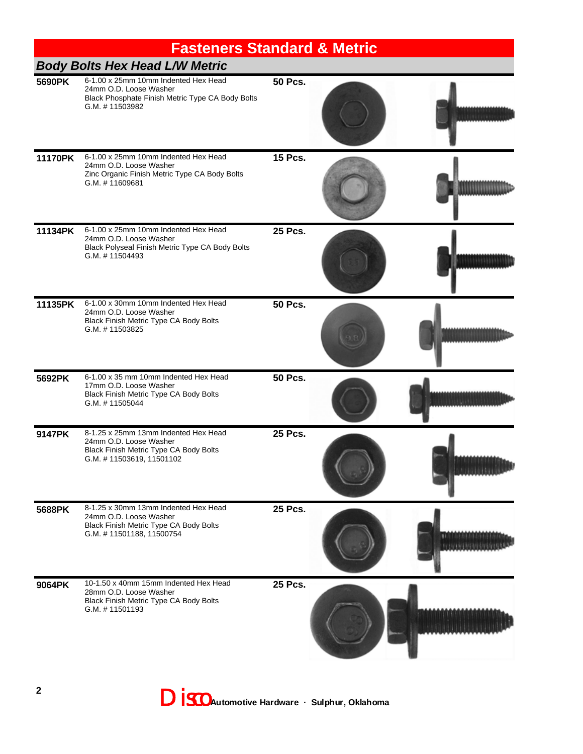# Fasteners Standard & Metric

## Body Bolts Hex Head L/W Metric

**5690PK**
6-1.00 x 25mm 10mm Indented Hex Head
24mm O.D. Loose Washer
Black Phosphate Finish Metric Type CA Body Bolts
G.M. # 11503982
**50 Pcs.**

**11170PK**
6-1.00 x 25mm 10mm Indented Hex Head
24mm O.D. Loose Washer
Zinc Organic Finish Metric Type CA Body Bolts
G.M. # 11609681
**15 Pcs.**

**11134PK**
6-1.00 x 25mm 10mm Indented Hex Head
24mm O.D. Loose Washer
Black Polyseal Finish Metric Type CA Body Bolts
G.M. # 11504493
**25 Pcs.**

**11135PK**
6-1.00 x 30mm 10mm Indented Hex Head
24mm O.D. Loose Washer
Black Finish Metric Type CA Body Bolts
G.M. # 11503825
**50 Pcs.**

**5692PK**
6-1.00 x 35 mm 10mm Indented Hex Head
17mm O.D. Loose Washer
Black Finish Metric Type CA Body Bolts
G.M. # 11505044
**50 Pcs.**

**9147PK**
8-1.25 x 25mm 13mm Indented Hex Head
24mm O.D. Loose Washer
Black Finish Metric Type CA Body Bolts
G.M. # 11503619, 11501102
**25 Pcs.**

**5688PK**
8-1.25 x 30mm 13mm Indented Hex Head
24mm O.D. Loose Washer
Black Finish Metric Type CA Body Bolts
G.M. # 11501188, 11500754
**25 Pcs.**

**9064PK**
10-1.50 x 40mm 15mm Indented Hex Head
28mm O.D. Loose Washer
Black Finish Metric Type CA Body Bolts
G.M. # 11501193
**25 Pcs.**

Disco Automotive Hardware · Sulphur, Oklahoma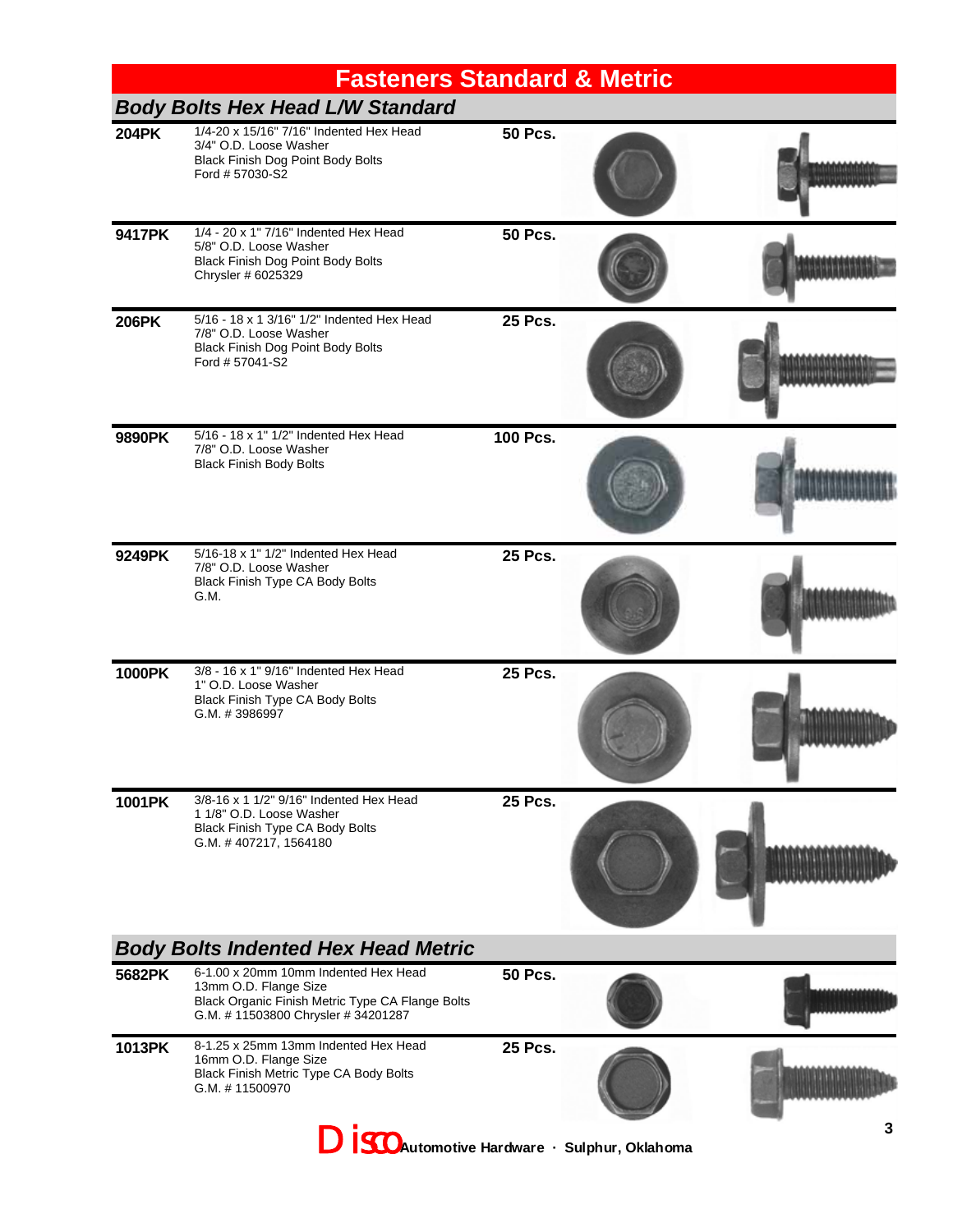# Fasteners Standard & Metric

## Body Bolts Hex Head L/W Standard

| Part No. | Description | Qty |
|---|---|---|
| **204PK** | 1/4-20 x 15/16" 7/16" Indented Hex Head<br>3/4" O.D. Loose Washer<br>Black Finish Dog Point Body Bolts<br>Ford # 57030-S2 | **50 Pcs.** |
| **9417PK** | 1/4 - 20 x 1" 7/16" Indented Hex Head<br>5/8" O.D. Loose Washer<br>Black Finish Dog Point Body Bolts<br>Chrysler # 6025329 | **50 Pcs.** |
| **206PK** | 5/16 - 18 x 1 3/16" 1/2" Indented Hex Head<br>7/8" O.D. Loose Washer<br>Black Finish Dog Point Body Bolts<br>Ford # 57041-S2 | **25 Pcs.** |
| **9890PK** | 5/16 - 18 x 1" 1/2" Indented Hex Head<br>7/8" O.D. Loose Washer<br>Black Finish Body Bolts | **100 Pcs.** |
| **9249PK** | 5/16-18 x 1" 1/2" Indented Hex Head<br>7/8" O.D. Loose Washer<br>Black Finish Type CA Body Bolts<br>G.M. | **25 Pcs.** |
| **1000PK** | 3/8 - 16 x 1" 9/16" Indented Hex Head<br>1" O.D. Loose Washer<br>Black Finish Type CA Body Bolts<br>G.M. # 3986997 | **25 Pcs.** |
| **1001PK** | 3/8-16 x 1 1/2" 9/16" Indented Hex Head<br>1 1/8" O.D. Loose Washer<br>Black Finish Type CA Body Bolts<br>G.M. # 407217, 1564180 | **25 Pcs.** |

## Body Bolts Indented Hex Head Metric

| Part No. | Description | Qty |
|---|---|---|
| **5682PK** | 6-1.00 x 20mm 10mm Indented Hex Head<br>13mm O.D. Flange Size<br>Black Organic Finish Metric Type CA Flange Bolts<br>G.M. # 11503800 Chrysler # 34201287 | **50 Pcs.** |
| **1013PK** | 8-1.25 x 25mm 13mm Indented Hex Head<br>16mm O.D. Flange Size<br>Black Finish Metric Type CA Body Bolts<br>G.M. # 11500970 | **25 Pcs.** |

Disco Automotive Hardware · Sulphur, Oklahoma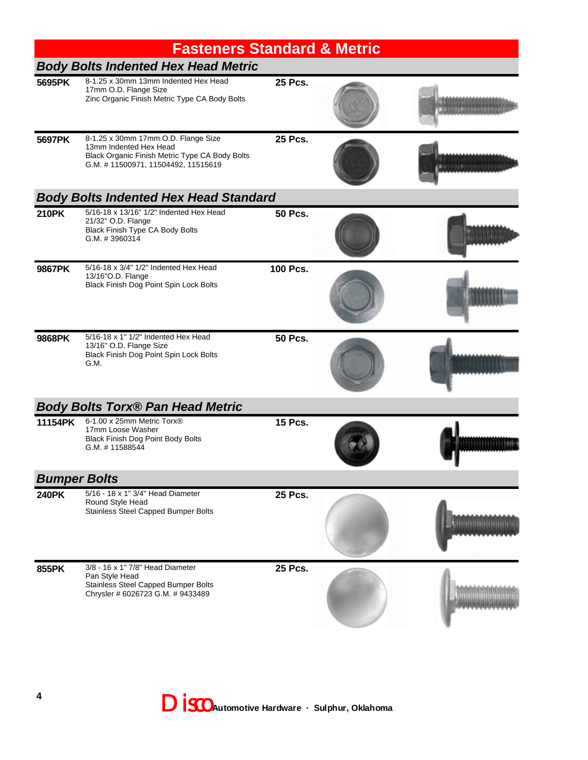# Fasteners Standard & Metric

## Body Bolts Indented Hex Head Metric

**5695PK** 8-1.25 x 30mm 13mm Indented Hex Head
17mm O.D. Flange Size
Zinc Organic Finish Metric Type CA Body Bolts
**25 Pcs.**

**5697PK** 8-1.25 x 30mm 17mm O.D. Flange Size
13mm Indented Hex Head
Black Organic Finish Metric Type CA Body Bolts
G.M. # 11500971, 11504492, 11515619
**25 Pcs.**

## Body Bolts Indented Hex Head Standard

**210PK** 5/16-18 x 13/16" 1/2" Indented Hex Head
21/32" O.D. Flange
Black Finish Type CA Body Bolts
G.M. # 3960314
**50 Pcs.**

**9867PK** 5/16-18 x 3/4" 1/2" Indented Hex Head
13/16"O.D. Flange
Black Finish Dog Point Spin Lock Bolts
**100 Pcs.**

**9868PK** 5/16-18 x 1" 1/2" Indented Hex Head
13/16" O.D. Flange Size
Black Finish Dog Point Spin Lock Bolts
G.M.
**50 Pcs.**

## Body Bolts Torx® Pan Head Metric

**11154PK** 6-1.00 x 25mm Metric Torx®
17mm Loose Washer
Black Finish Dog Point Body Bolts
G.M. # 11588544
**15 Pcs.**

## Bumper Bolts

**240PK** 5/16 - 18 x 1" 3/4" Head Diameter
Round Style Head
Stainless Steel Capped Bumper Bolts
**25 Pcs.**

**855PK** 3/8 - 16 x 1" 7/8" Head Diameter
Pan Style Head
Stainless Steel Capped Bumper Bolts
Chrysler # 6026723 G.M. # 9433489
**25 Pcs.**

Disco Automotive Hardware · Sulphur, Oklahoma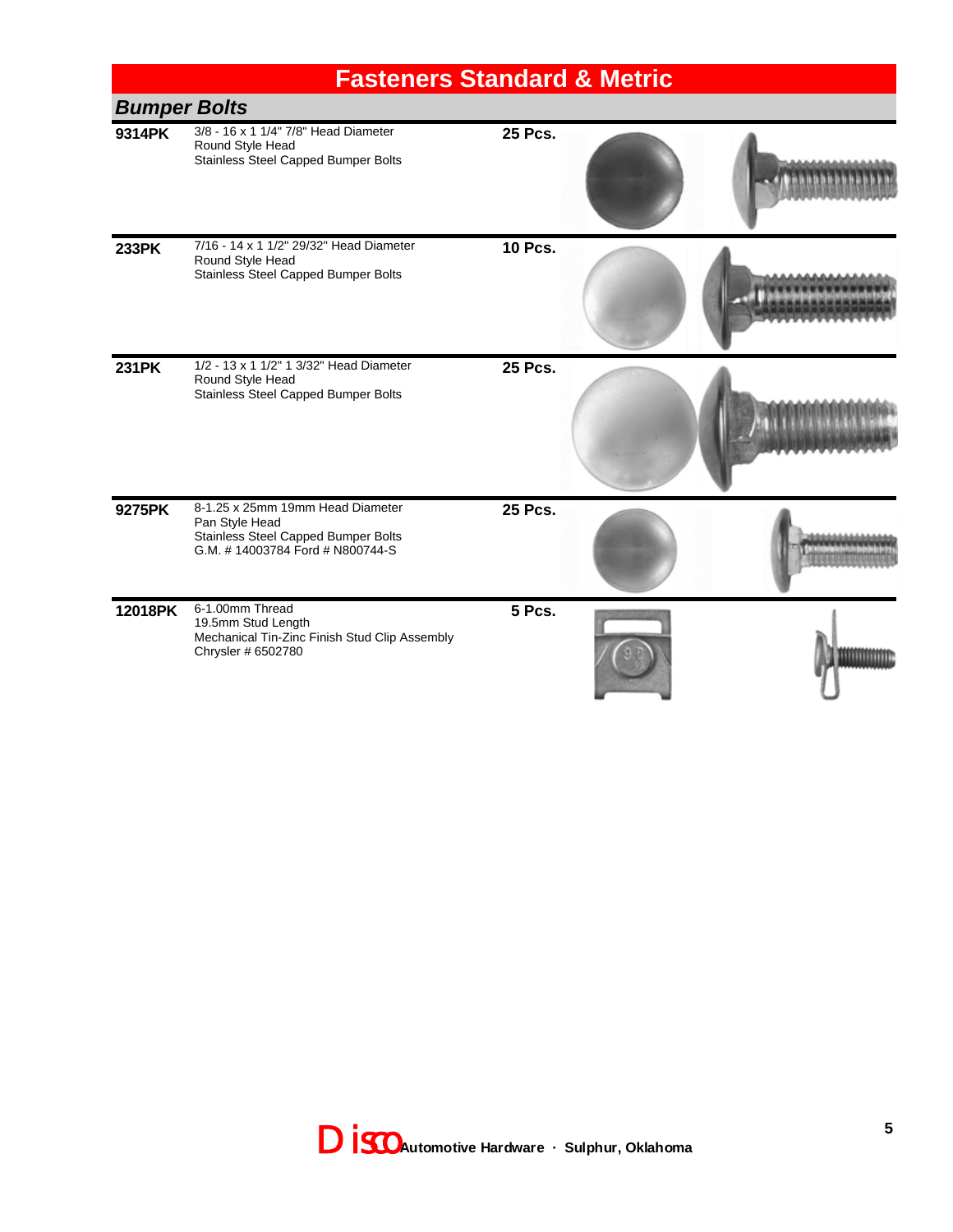# Fasteners Standard & Metric

## *Bumper Bolts*

**9314PK** 3/8 - 16 x 1 1/4" 7/8" Head Diameter
Round Style Head
Stainless Steel Capped Bumper Bolts
**25 Pcs.**

**233PK** 7/16 - 14 x 1 1/2" 29/32" Head Diameter
Round Style Head
Stainless Steel Capped Bumper Bolts
**10 Pcs.**

**231PK** 1/2 - 13 x 1 1/2" 1 3/32" Head Diameter
Round Style Head
Stainless Steel Capped Bumper Bolts
**25 Pcs.**

**9275PK** 8-1.25 x 25mm 19mm Head Diameter
Pan Style Head
Stainless Steel Capped Bumper Bolts
G.M. # 14003784 Ford # N800744-S
**25 Pcs.**

**12018PK** 6-1.00mm Thread
19.5mm Stud Length
Mechanical Tin-Zinc Finish Stud Clip Assembly
Chrysler # 6502780
**5 Pcs.**

Disco Automotive Hardware · Sulphur, Oklahoma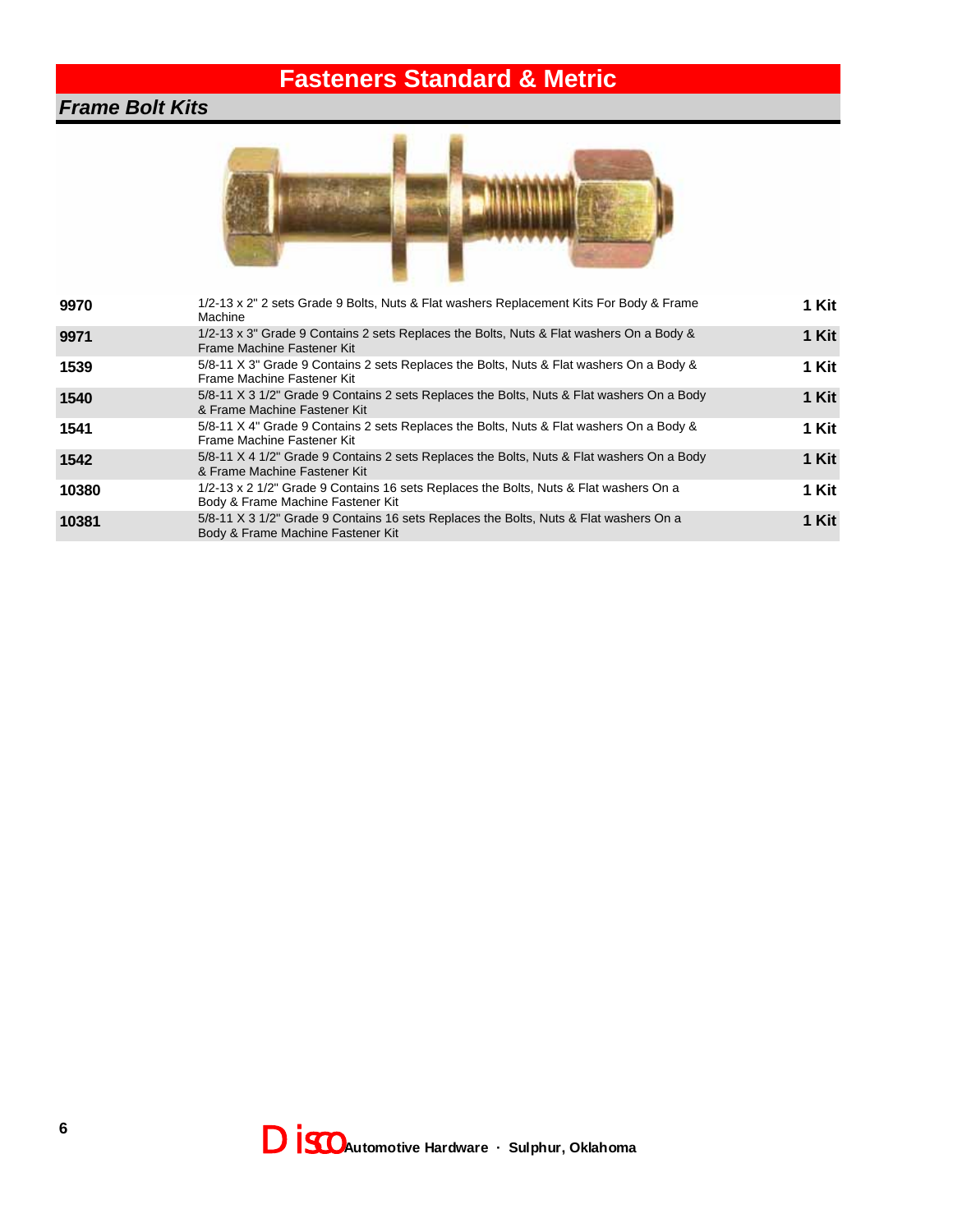# Fasteners Standard & Metric

## *Frame Bolt Kits*

| Part # | Description | Unit |
|---|---|---|
| **9970** | 1/2-13 x 2" 2 sets Grade 9 Bolts, Nuts & Flat washers Replacement Kits For Body & Frame Machine | **1 Kit** |
| **9971** | 1/2-13 x 3" Grade 9 Contains 2 sets Replaces the Bolts, Nuts & Flat washers On a Body & Frame Machine Fastener Kit | **1 Kit** |
| **1539** | 5/8-11 X 3" Grade 9 Contains 2 sets Replaces the Bolts, Nuts & Flat washers On a Body & Frame Machine Fastener Kit | **1 Kit** |
| **1540** | 5/8-11 X 3 1/2" Grade 9 Contains 2 sets Replaces the Bolts, Nuts & Flat washers On a Body & Frame Machine Fastener Kit | **1 Kit** |
| **1541** | 5/8-11 X 4" Grade 9 Contains 2 sets Replaces the Bolts, Nuts & Flat washers On a Body & Frame Machine Fastener Kit | **1 Kit** |
| **1542** | 5/8-11 X 4 1/2" Grade 9 Contains 2 sets Replaces the Bolts, Nuts & Flat washers On a Body & Frame Machine Fastener Kit | **1 Kit** |
| **10380** | 1/2-13 x 2 1/2" Grade 9 Contains 16 sets Replaces the Bolts, Nuts & Flat washers On a Body & Frame Machine Fastener Kit | **1 Kit** |
| **10381** | 5/8-11 X 3 1/2" Grade 9 Contains 16 sets Replaces the Bolts, Nuts & Flat washers On a Body & Frame Machine Fastener Kit | **1 Kit** |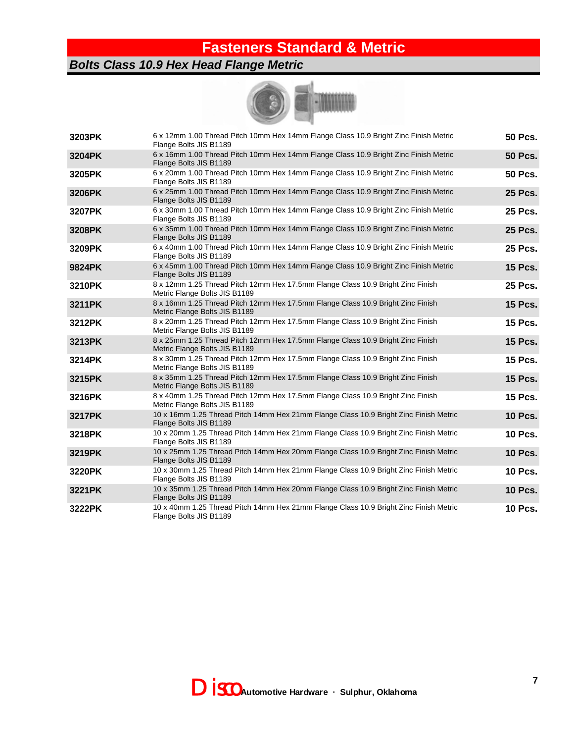# Fasteners Standard & Metric

## *Bolts Class 10.9 Hex Head Flange Metric*

| | | |
|---|---|---|
| **3203PK** | 6 x 12mm 1.00 Thread Pitch 10mm Hex 14mm Flange Class 10.9 Bright Zinc Finish Metric Flange Bolts JIS B1189 | **50 Pcs.** |
| **3204PK** | 6 x 16mm 1.00 Thread Pitch 10mm Hex 14mm Flange Class 10.9 Bright Zinc Finish Metric Flange Bolts JIS B1189 | **50 Pcs.** |
| **3205PK** | 6 x 20mm 1.00 Thread Pitch 10mm Hex 14mm Flange Class 10.9 Bright Zinc Finish Metric Flange Bolts JIS B1189 | **50 Pcs.** |
| **3206PK** | 6 x 25mm 1.00 Thread Pitch 10mm Hex 14mm Flange Class 10.9 Bright Zinc Finish Metric Flange Bolts JIS B1189 | **25 Pcs.** |
| **3207PK** | 6 x 30mm 1.00 Thread Pitch 10mm Hex 14mm Flange Class 10.9 Bright Zinc Finish Metric Flange Bolts JIS B1189 | **25 Pcs.** |
| **3208PK** | 6 x 35mm 1.00 Thread Pitch 10mm Hex 14mm Flange Class 10.9 Bright Zinc Finish Metric Flange Bolts JIS B1189 | **25 Pcs.** |
| **3209PK** | 6 x 40mm 1.00 Thread Pitch 10mm Hex 14mm Flange Class 10.9 Bright Zinc Finish Metric Flange Bolts JIS B1189 | **25 Pcs.** |
| **9824PK** | 6 x 45mm 1.00 Thread Pitch 10mm Hex 14mm Flange Class 10.9 Bright Zinc Finish Metric Flange Bolts JIS B1189 | **15 Pcs.** |
| **3210PK** | 8 x 12mm 1.25 Thread Pitch 12mm Hex 17.5mm Flange Class 10.9 Bright Zinc Finish Metric Flange Bolts JIS B1189 | **25 Pcs.** |
| **3211PK** | 8 x 16mm 1.25 Thread Pitch 12mm Hex 17.5mm Flange Class 10.9 Bright Zinc Finish Metric Flange Bolts JIS B1189 | **15 Pcs.** |
| **3212PK** | 8 x 20mm 1.25 Thread Pitch 12mm Hex 17.5mm Flange Class 10.9 Bright Zinc Finish Metric Flange Bolts JIS B1189 | **15 Pcs.** |
| **3213PK** | 8 x 25mm 1.25 Thread Pitch 12mm Hex 17.5mm Flange Class 10.9 Bright Zinc Finish Metric Flange Bolts JIS B1189 | **15 Pcs.** |
| **3214PK** | 8 x 30mm 1.25 Thread Pitch 12mm Hex 17.5mm Flange Class 10.9 Bright Zinc Finish Metric Flange Bolts JIS B1189 | **15 Pcs.** |
| **3215PK** | 8 x 35mm 1.25 Thread Pitch 12mm Hex 17.5mm Flange Class 10.9 Bright Zinc Finish Metric Flange Bolts JIS B1189 | **15 Pcs.** |
| **3216PK** | 8 x 40mm 1.25 Thread Pitch 12mm Hex 17.5mm Flange Class 10.9 Bright Zinc Finish Metric Flange Bolts JIS B1189 | **15 Pcs.** |
| **3217PK** | 10 x 16mm 1.25 Thread Pitch 14mm Hex 21mm Flange Class 10.9 Bright Zinc Finish Metric Flange Bolts JIS B1189 | **10 Pcs.** |
| **3218PK** | 10 x 20mm 1.25 Thread Pitch 14mm Hex 21mm Flange Class 10.9 Bright Zinc Finish Metric Flange Bolts JIS B1189 | **10 Pcs.** |
| **3219PK** | 10 x 25mm 1.25 Thread Pitch 14mm Hex 20mm Flange Class 10.9 Bright Zinc Finish Metric Flange Bolts JIS B1189 | **10 Pcs.** |
| **3220PK** | 10 x 30mm 1.25 Thread Pitch 14mm Hex 21mm Flange Class 10.9 Bright Zinc Finish Metric Flange Bolts JIS B1189 | **10 Pcs.** |
| **3221PK** | 10 x 35mm 1.25 Thread Pitch 14mm Hex 20mm Flange Class 10.9 Bright Zinc Finish Metric Flange Bolts JIS B1189 | **10 Pcs.** |
| **3222PK** | 10 x 40mm 1.25 Thread Pitch 14mm Hex 21mm Flange Class 10.9 Bright Zinc Finish Metric Flange Bolts JIS B1189 | **10 Pcs.** |

Disco **Automotive Hardware · Sulphur, Oklahoma**